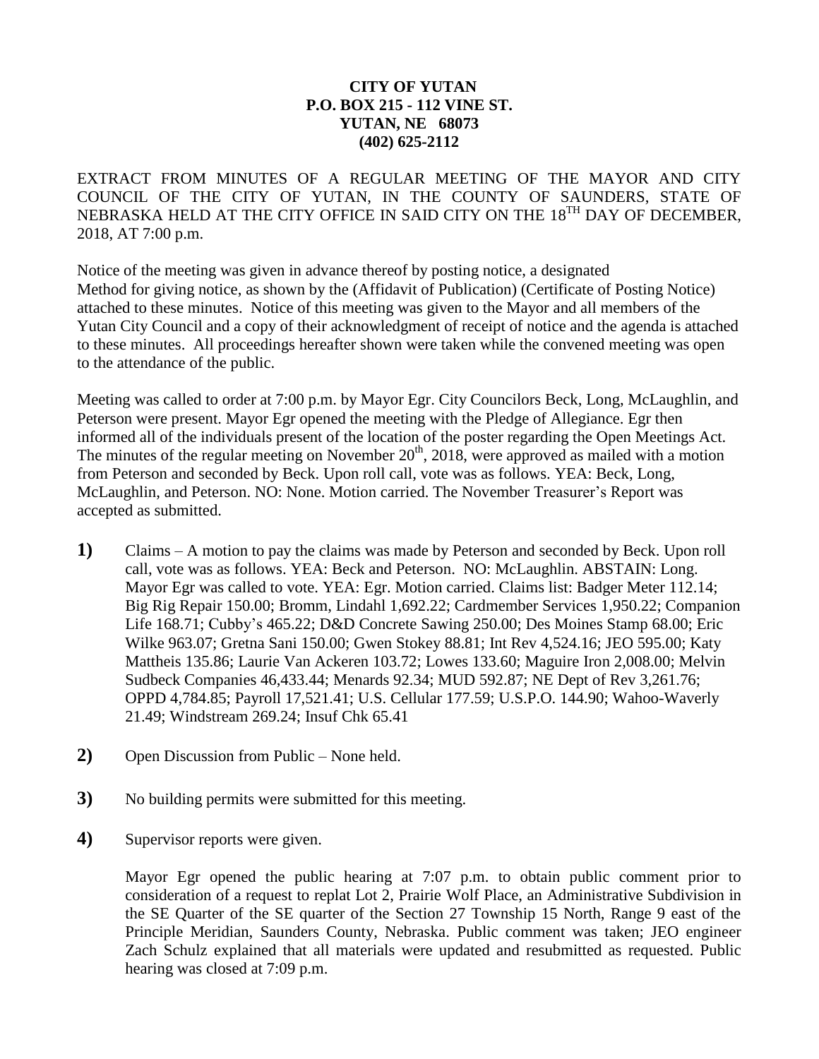**CITY OF YUTAN**
**P.O. BOX 215 - 112 VINE ST.**
**YUTAN, NE 68073**
**(402) 625-2112**

EXTRACT FROM MINUTES OF A REGULAR MEETING OF THE MAYOR AND CITY COUNCIL OF THE CITY OF YUTAN, IN THE COUNTY OF SAUNDERS, STATE OF NEBRASKA HELD AT THE CITY OFFICE IN SAID CITY ON THE 18TH DAY OF DECEMBER, 2018, AT 7:00 p.m.

Notice of the meeting was given in advance thereof by posting notice, a designated Method for giving notice, as shown by the (Affidavit of Publication) (Certificate of Posting Notice) attached to these minutes. Notice of this meeting was given to the Mayor and all members of the Yutan City Council and a copy of their acknowledgment of receipt of notice and the agenda is attached to these minutes. All proceedings hereafter shown were taken while the convened meeting was open to the attendance of the public.

Meeting was called to order at 7:00 p.m. by Mayor Egr. City Councilors Beck, Long, McLaughlin, and Peterson were present. Mayor Egr opened the meeting with the Pledge of Allegiance. Egr then informed all of the individuals present of the location of the poster regarding the Open Meetings Act. The minutes of the regular meeting on November 20th, 2018, were approved as mailed with a motion from Peterson and seconded by Beck. Upon roll call, vote was as follows. YEA: Beck, Long, McLaughlin, and Peterson. NO: None. Motion carried. The November Treasurer's Report was accepted as submitted.

**1)** Claims – A motion to pay the claims was made by Peterson and seconded by Beck. Upon roll call, vote was as follows. YEA: Beck and Peterson. NO: McLaughlin. ABSTAIN: Long. Mayor Egr was called to vote. YEA: Egr. Motion carried. Claims list: Badger Meter 112.14; Big Rig Repair 150.00; Bromm, Lindahl 1,692.22; Cardmember Services 1,950.22; Companion Life 168.71; Cubby's 465.22; D&D Concrete Sawing 250.00; Des Moines Stamp 68.00; Eric Wilke 963.07; Gretna Sani 150.00; Gwen Stokey 88.81; Int Rev 4,524.16; JEO 595.00; Katy Mattheis 135.86; Laurie Van Ackeren 103.72; Lowes 133.60; Maguire Iron 2,008.00; Melvin Sudbeck Companies 46,433.44; Menards 92.34; MUD 592.87; NE Dept of Rev 3,261.76; OPPD 4,784.85; Payroll 17,521.41; U.S. Cellular 177.59; U.S.P.O. 144.90; Wahoo-Waverly 21.49; Windstream 269.24; Insuf Chk 65.41

**2)** Open Discussion from Public – None held.

**3)** No building permits were submitted for this meeting.

**4)** Supervisor reports were given.

Mayor Egr opened the public hearing at 7:07 p.m. to obtain public comment prior to consideration of a request to replat Lot 2, Prairie Wolf Place, an Administrative Subdivision in the SE Quarter of the SE quarter of the Section 27 Township 15 North, Range 9 east of the Principle Meridian, Saunders County, Nebraska. Public comment was taken; JEO engineer Zach Schulz explained that all materials were updated and resubmitted as requested. Public hearing was closed at 7:09 p.m.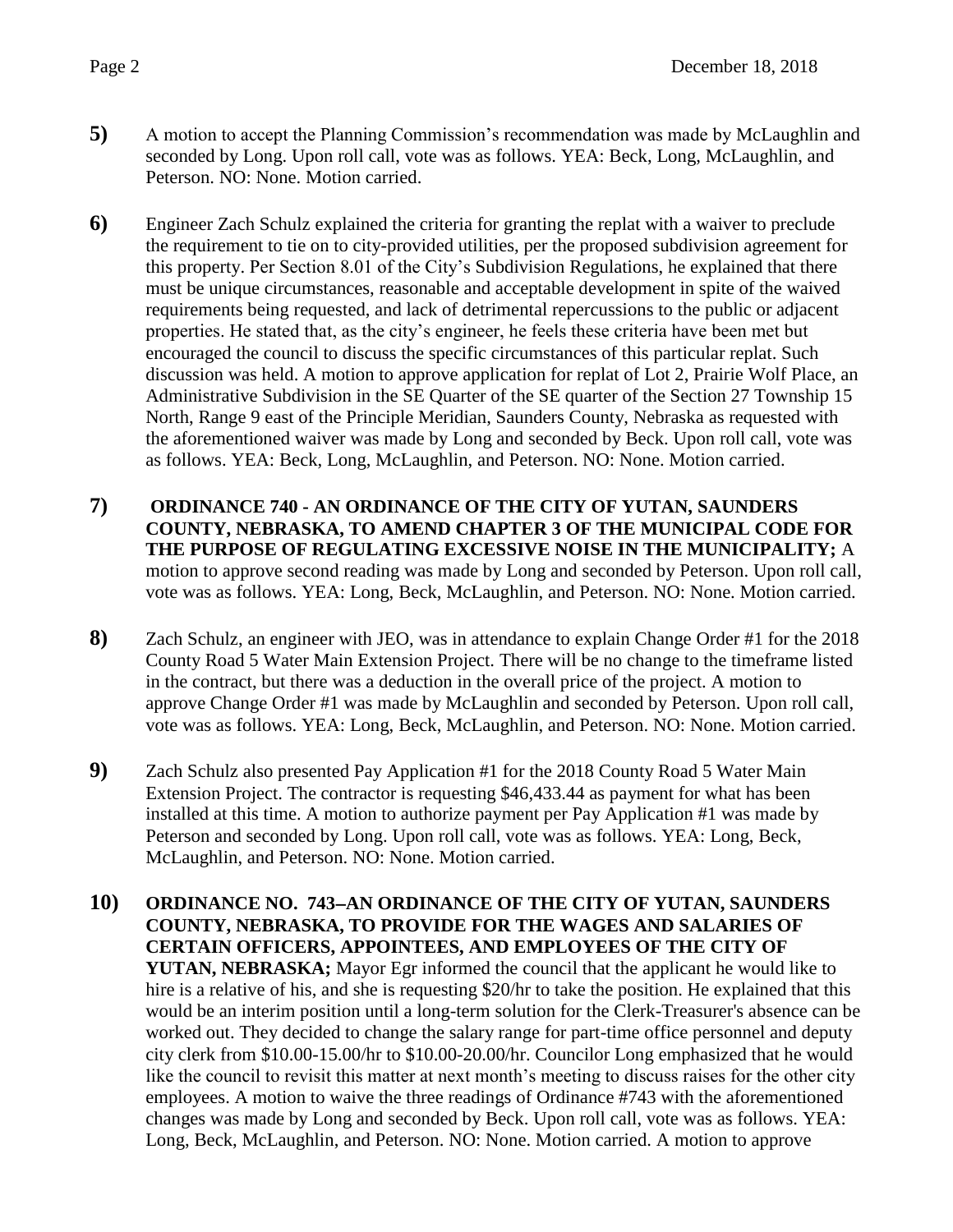**5)** A motion to accept the Planning Commission's recommendation was made by McLaughlin and seconded by Long. Upon roll call, vote was as follows. YEA: Beck, Long, McLaughlin, and Peterson. NO: None. Motion carried.

**6)** Engineer Zach Schulz explained the criteria for granting the replat with a waiver to preclude the requirement to tie on to city-provided utilities, per the proposed subdivision agreement for this property. Per Section 8.01 of the City's Subdivision Regulations, he explained that there must be unique circumstances, reasonable and acceptable development in spite of the waived requirements being requested, and lack of detrimental repercussions to the public or adjacent properties. He stated that, as the city's engineer, he feels these criteria have been met but encouraged the council to discuss the specific circumstances of this particular replat. Such discussion was held. A motion to approve application for replat of Lot 2, Prairie Wolf Place, an Administrative Subdivision in the SE Quarter of the SE quarter of the Section 27 Township 15 North, Range 9 east of the Principle Meridian, Saunders County, Nebraska as requested with the aforementioned waiver was made by Long and seconded by Beck. Upon roll call, vote was as follows. YEA: Beck, Long, McLaughlin, and Peterson. NO: None. Motion carried.

**7)** **ORDINANCE 740 - AN ORDINANCE OF THE CITY OF YUTAN, SAUNDERS COUNTY, NEBRASKA, TO AMEND CHAPTER 3 OF THE MUNICIPAL CODE FOR THE PURPOSE OF REGULATING EXCESSIVE NOISE IN THE MUNICIPALITY;** A motion to approve second reading was made by Long and seconded by Peterson. Upon roll call, vote was as follows. YEA: Long, Beck, McLaughlin, and Peterson. NO: None. Motion carried.

**8)** Zach Schulz, an engineer with JEO, was in attendance to explain Change Order #1 for the 2018 County Road 5 Water Main Extension Project. There will be no change to the timeframe listed in the contract, but there was a deduction in the overall price of the project. A motion to approve Change Order #1 was made by McLaughlin and seconded by Peterson. Upon roll call, vote was as follows. YEA: Long, Beck, McLaughlin, and Peterson. NO: None. Motion carried.

**9)** Zach Schulz also presented Pay Application #1 for the 2018 County Road 5 Water Main Extension Project. The contractor is requesting $46,433.44 as payment for what has been installed at this time. A motion to authorize payment per Pay Application #1 was made by Peterson and seconded by Long. Upon roll call, vote was as follows. YEA: Long, Beck, McLaughlin, and Peterson. NO: None. Motion carried.

**10)** **ORDINANCE NO. 743–AN ORDINANCE OF THE CITY OF YUTAN, SAUNDERS COUNTY, NEBRASKA, TO PROVIDE FOR THE WAGES AND SALARIES OF CERTAIN OFFICERS, APPOINTEES, AND EMPLOYEES OF THE CITY OF YUTAN, NEBRASKA;** Mayor Egr informed the council that the applicant he would like to hire is a relative of his, and she is requesting $20/hr to take the position. He explained that this would be an interim position until a long-term solution for the Clerk-Treasurer's absence can be worked out. They decided to change the salary range for part-time office personnel and deputy city clerk from $10.00-15.00/hr to $10.00-20.00/hr. Councilor Long emphasized that he would like the council to revisit this matter at next month's meeting to discuss raises for the other city employees. A motion to waive the three readings of Ordinance #743 with the aforementioned changes was made by Long and seconded by Beck. Upon roll call, vote was as follows. YEA: Long, Beck, McLaughlin, and Peterson. NO: None. Motion carried. A motion to approve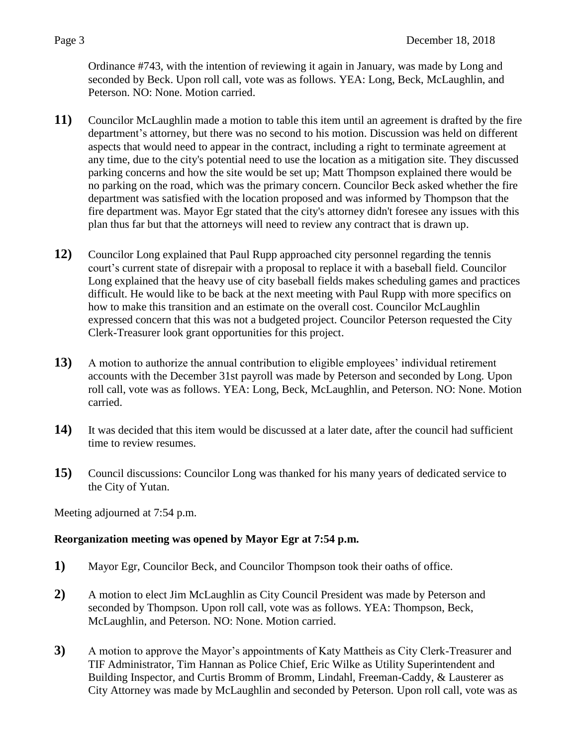Ordinance #743, with the intention of reviewing it again in January, was made by Long and seconded by Beck. Upon roll call, vote was as follows. YEA: Long, Beck, McLaughlin, and Peterson. NO: None. Motion carried.

**11)** Councilor McLaughlin made a motion to table this item until an agreement is drafted by the fire department's attorney, but there was no second to his motion. Discussion was held on different aspects that would need to appear in the contract, including a right to terminate agreement at any time, due to the city's potential need to use the location as a mitigation site. They discussed parking concerns and how the site would be set up; Matt Thompson explained there would be no parking on the road, which was the primary concern. Councilor Beck asked whether the fire department was satisfied with the location proposed and was informed by Thompson that the fire department was. Mayor Egr stated that the city's attorney didn't foresee any issues with this plan thus far but that the attorneys will need to review any contract that is drawn up.

**12)** Councilor Long explained that Paul Rupp approached city personnel regarding the tennis court's current state of disrepair with a proposal to replace it with a baseball field. Councilor Long explained that the heavy use of city baseball fields makes scheduling games and practices difficult. He would like to be back at the next meeting with Paul Rupp with more specifics on how to make this transition and an estimate on the overall cost. Councilor McLaughlin expressed concern that this was not a budgeted project. Councilor Peterson requested the City Clerk-Treasurer look grant opportunities for this project.

**13)** A motion to authorize the annual contribution to eligible employees' individual retirement accounts with the December 31st payroll was made by Peterson and seconded by Long. Upon roll call, vote was as follows. YEA: Long, Beck, McLaughlin, and Peterson. NO: None. Motion carried.

**14)** It was decided that this item would be discussed at a later date, after the council had sufficient time to review resumes.

**15)** Council discussions: Councilor Long was thanked for his many years of dedicated service to the City of Yutan.

Meeting adjourned at 7:54 p.m.

**Reorganization meeting was opened by Mayor Egr at 7:54 p.m.**

**1)** Mayor Egr, Councilor Beck, and Councilor Thompson took their oaths of office.

**2)** A motion to elect Jim McLaughlin as City Council President was made by Peterson and seconded by Thompson. Upon roll call, vote was as follows. YEA: Thompson, Beck, McLaughlin, and Peterson. NO: None. Motion carried.

**3)** A motion to approve the Mayor's appointments of Katy Mattheis as City Clerk-Treasurer and TIF Administrator, Tim Hannan as Police Chief, Eric Wilke as Utility Superintendent and Building Inspector, and Curtis Bromm of Bromm, Lindahl, Freeman-Caddy, & Lausterer as City Attorney was made by McLaughlin and seconded by Peterson. Upon roll call, vote was as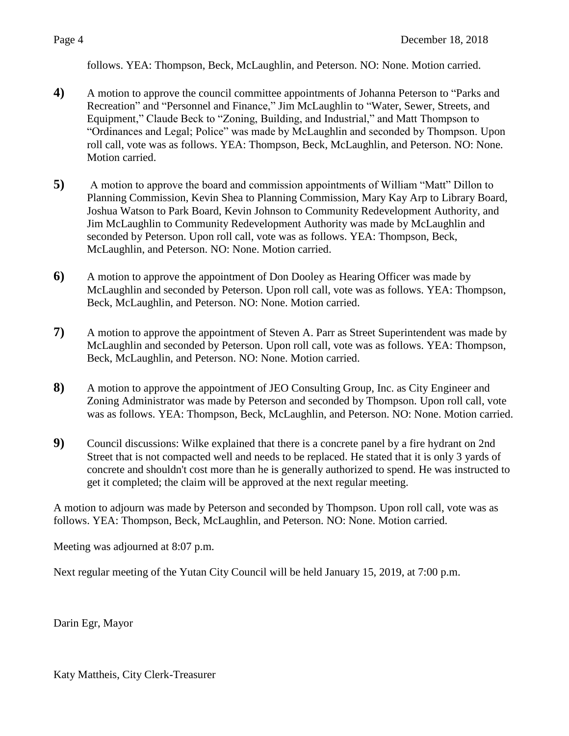follows. YEA: Thompson, Beck, McLaughlin, and Peterson. NO: None. Motion carried.

**4)** A motion to approve the council committee appointments of Johanna Peterson to "Parks and Recreation" and "Personnel and Finance," Jim McLaughlin to "Water, Sewer, Streets, and Equipment," Claude Beck to "Zoning, Building, and Industrial," and Matt Thompson to "Ordinances and Legal; Police" was made by McLaughlin and seconded by Thompson. Upon roll call, vote was as follows. YEA: Thompson, Beck, McLaughlin, and Peterson. NO: None. Motion carried.

**5)** A motion to approve the board and commission appointments of William "Matt" Dillon to Planning Commission, Kevin Shea to Planning Commission, Mary Kay Arp to Library Board, Joshua Watson to Park Board, Kevin Johnson to Community Redevelopment Authority, and Jim McLaughlin to Community Redevelopment Authority was made by McLaughlin and seconded by Peterson. Upon roll call, vote was as follows. YEA: Thompson, Beck, McLaughlin, and Peterson. NO: None. Motion carried.

**6)** A motion to approve the appointment of Don Dooley as Hearing Officer was made by McLaughlin and seconded by Peterson. Upon roll call, vote was as follows. YEA: Thompson, Beck, McLaughlin, and Peterson. NO: None. Motion carried.

**7)** A motion to approve the appointment of Steven A. Parr as Street Superintendent was made by McLaughlin and seconded by Peterson. Upon roll call, vote was as follows. YEA: Thompson, Beck, McLaughlin, and Peterson. NO: None. Motion carried.

**8)** A motion to approve the appointment of JEO Consulting Group, Inc. as City Engineer and Zoning Administrator was made by Peterson and seconded by Thompson. Upon roll call, vote was as follows. YEA: Thompson, Beck, McLaughlin, and Peterson. NO: None. Motion carried.

**9)** Council discussions: Wilke explained that there is a concrete panel by a fire hydrant on 2nd Street that is not compacted well and needs to be replaced. He stated that it is only 3 yards of concrete and shouldn't cost more than he is generally authorized to spend. He was instructed to get it completed; the claim will be approved at the next regular meeting.

A motion to adjourn was made by Peterson and seconded by Thompson. Upon roll call, vote was as follows. YEA: Thompson, Beck, McLaughlin, and Peterson. NO: None. Motion carried.

Meeting was adjourned at 8:07 p.m.

Next regular meeting of the Yutan City Council will be held January 15, 2019, at 7:00 p.m.

Darin Egr, Mayor

Katy Mattheis, City Clerk-Treasurer